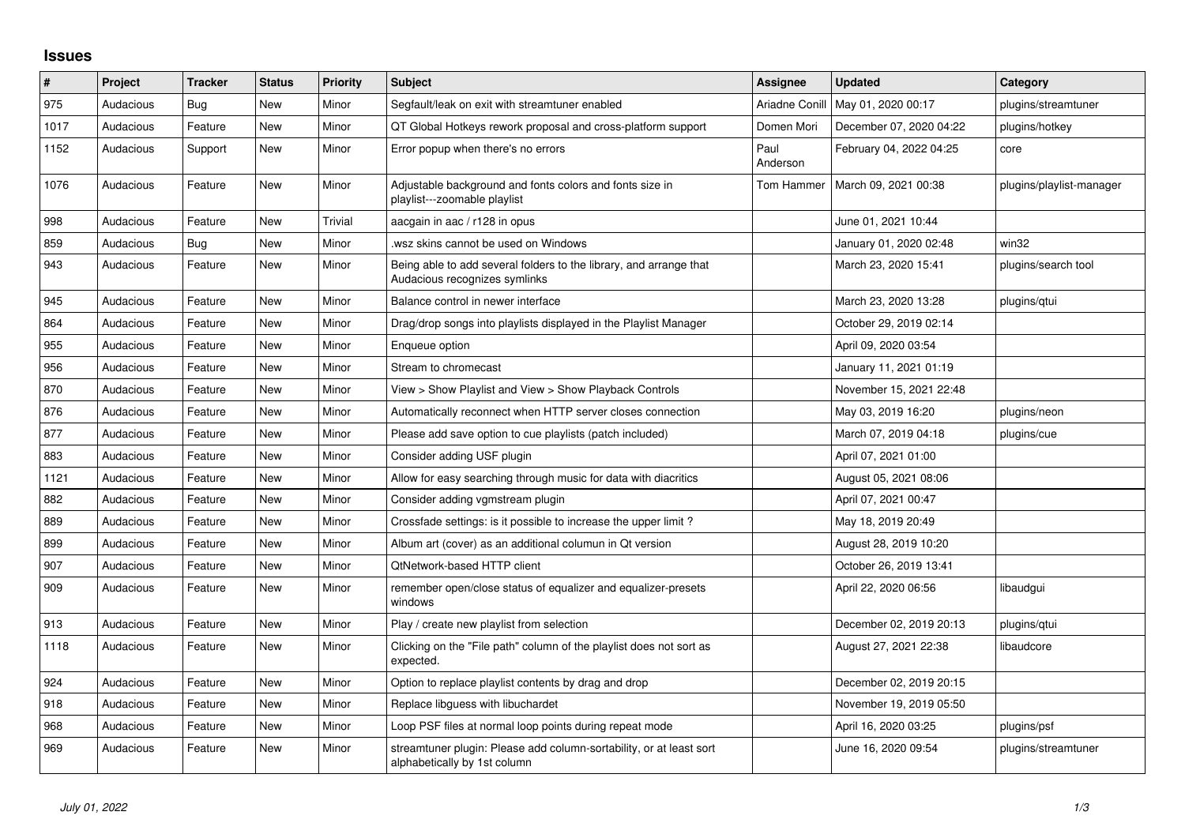## Issues

| # | Project | Tracker | Status | Priority | Subject | Assignee | Updated | Category |
|---|---|---|---|---|---|---|---|---|
| 975 | Audacious | Bug | New | Minor | Segfault/leak on exit with streamtuner enabled | Ariadne Conill | May 01, 2020 00:17 | plugins/streamtuner |
| 1017 | Audacious | Feature | New | Minor | QT Global Hotkeys rework proposal and cross-platform support | Domen Mori | December 07, 2020 04:22 | plugins/hotkey |
| 1152 | Audacious | Support | New | Minor | Error popup when there's no errors | Paul Anderson | February 04, 2022 04:25 | core |
| 1076 | Audacious | Feature | New | Minor | Adjustable background and fonts colors and fonts size in playlist---zoomable playlist | Tom Hammer | March 09, 2021 00:38 | plugins/playlist-manager |
| 998 | Audacious | Feature | New | Trivial | aacgain in aac / r128 in opus | | June 01, 2021 10:44 | |
| 859 | Audacious | Bug | New | Minor | .wsz skins cannot be used on Windows | | January 01, 2020 02:48 | win32 |
| 943 | Audacious | Feature | New | Minor | Being able to add several folders to the library, and arrange that Audacious recognizes symlinks | | March 23, 2020 15:41 | plugins/search tool |
| 945 | Audacious | Feature | New | Minor | Balance control in newer interface | | March 23, 2020 13:28 | plugins/qtui |
| 864 | Audacious | Feature | New | Minor | Drag/drop songs into playlists displayed in the Playlist Manager | | October 29, 2019 02:14 | |
| 955 | Audacious | Feature | New | Minor | Enqueue option | | April 09, 2020 03:54 | |
| 956 | Audacious | Feature | New | Minor | Stream to chromecast | | January 11, 2021 01:19 | |
| 870 | Audacious | Feature | New | Minor | View > Show Playlist and View > Show Playback Controls | | November 15, 2021 22:48 | |
| 876 | Audacious | Feature | New | Minor | Automatically reconnect when HTTP server closes connection | | May 03, 2019 16:20 | plugins/neon |
| 877 | Audacious | Feature | New | Minor | Please add save option to cue playlists (patch included) | | March 07, 2019 04:18 | plugins/cue |
| 883 | Audacious | Feature | New | Minor | Consider adding USF plugin | | April 07, 2021 01:00 | |
| 1121 | Audacious | Feature | New | Minor | Allow for easy searching through music for data with diacritics | | August 05, 2021 08:06 | |
| 882 | Audacious | Feature | New | Minor | Consider adding vgmstream plugin | | April 07, 2021 00:47 | |
| 889 | Audacious | Feature | New | Minor | Crossfade settings: is it possible to increase the upper limit ? | | May 18, 2019 20:49 | |
| 899 | Audacious | Feature | New | Minor | Album art (cover) as an additional columun in Qt version | | August 28, 2019 10:20 | |
| 907 | Audacious | Feature | New | Minor | QtNetwork-based HTTP client | | October 26, 2019 13:41 | |
| 909 | Audacious | Feature | New | Minor | remember open/close status of equalizer and equalizer-presets windows | | April 22, 2020 06:56 | libaudgui |
| 913 | Audacious | Feature | New | Minor | Play / create new playlist from selection | | December 02, 2019 20:13 | plugins/qtui |
| 1118 | Audacious | Feature | New | Minor | Clicking on the "File path" column of the playlist does not sort as expected. | | August 27, 2021 22:38 | libaudcore |
| 924 | Audacious | Feature | New | Minor | Option to replace playlist contents by drag and drop | | December 02, 2019 20:15 | |
| 918 | Audacious | Feature | New | Minor | Replace libguess with libuchardet | | November 19, 2019 05:50 | |
| 968 | Audacious | Feature | New | Minor | Loop PSF files at normal loop points during repeat mode | | April 16, 2020 03:25 | plugins/psf |
| 969 | Audacious | Feature | New | Minor | streamtuner plugin: Please add column-sortability, or at least sort alphabetically by 1st column | | June 16, 2020 09:54 | plugins/streamtuner |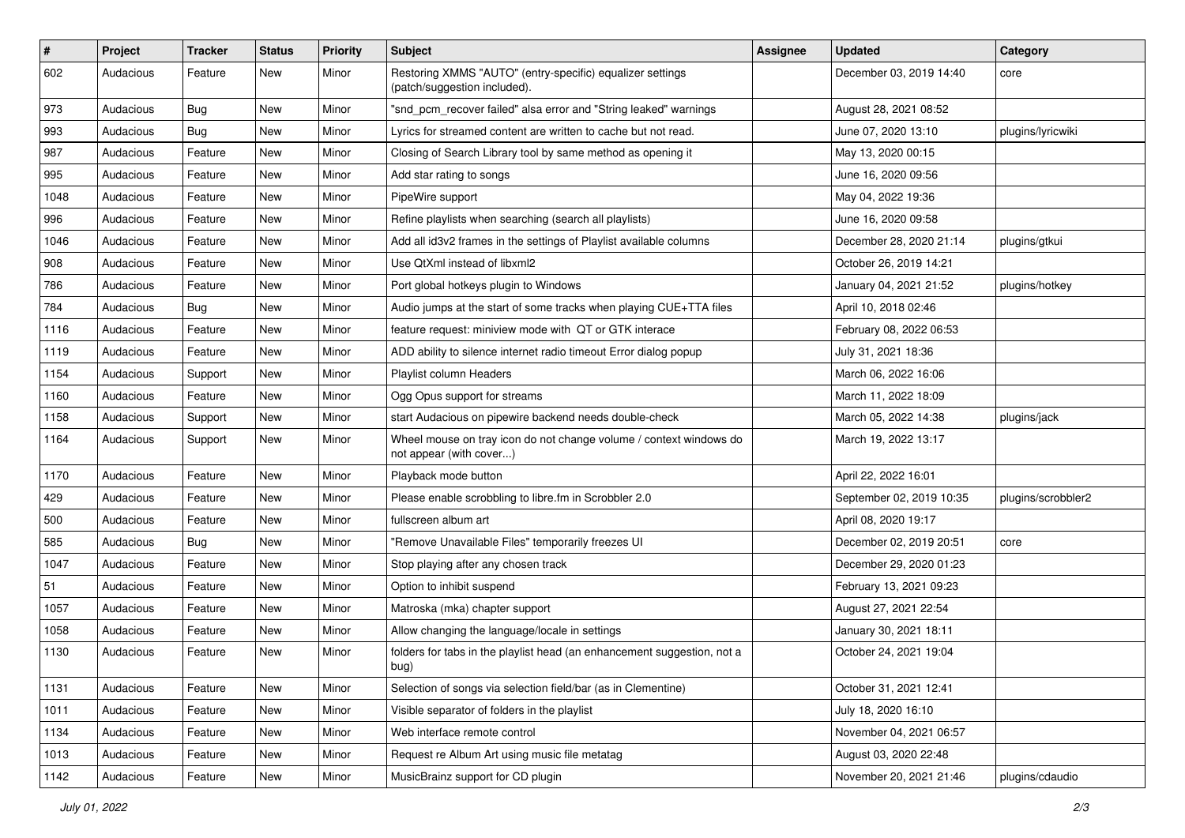| # | Project | Tracker | Status | Priority | Subject | Assignee | Updated | Category |
|---|---|---|---|---|---|---|---|---|
| 602 | Audacious | Feature | New | Minor | Restoring XMMS "AUTO" (entry-specific) equalizer settings (patch/suggestion included). | | December 03, 2019 14:40 | core |
| 973 | Audacious | Bug | New | Minor | "snd_pcm_recover failed" alsa error and "String leaked" warnings | | August 28, 2021 08:52 | |
| 993 | Audacious | Bug | New | Minor | Lyrics for streamed content are written to cache but not read. | | June 07, 2020 13:10 | plugins/lyricwiki |
| 987 | Audacious | Feature | New | Minor | Closing of Search Library tool by same method as opening it | | May 13, 2020 00:15 | |
| 995 | Audacious | Feature | New | Minor | Add star rating to songs | | June 16, 2020 09:56 | |
| 1048 | Audacious | Feature | New | Minor | PipeWire support | | May 04, 2022 19:36 | |
| 996 | Audacious | Feature | New | Minor | Refine playlists when searching (search all playlists) | | June 16, 2020 09:58 | |
| 1046 | Audacious | Feature | New | Minor | Add all id3v2 frames in the settings of Playlist available columns | | December 28, 2020 21:14 | plugins/gtkui |
| 908 | Audacious | Feature | New | Minor | Use QtXml instead of libxml2 | | October 26, 2019 14:21 | |
| 786 | Audacious | Feature | New | Minor | Port global hotkeys plugin to Windows | | January 04, 2021 21:52 | plugins/hotkey |
| 784 | Audacious | Bug | New | Minor | Audio jumps at the start of some tracks when playing CUE+TTA files | | April 10, 2018 02:46 | |
| 1116 | Audacious | Feature | New | Minor | feature request: miniview mode with QT or GTK interace | | February 08, 2022 06:53 | |
| 1119 | Audacious | Feature | New | Minor | ADD ability to silence internet radio timeout Error dialog popup | | July 31, 2021 18:36 | |
| 1154 | Audacious | Support | New | Minor | Playlist column Headers | | March 06, 2022 16:06 | |
| 1160 | Audacious | Feature | New | Minor | Ogg Opus support for streams | | March 11, 2022 18:09 | |
| 1158 | Audacious | Support | New | Minor | start Audacious on pipewire backend needs double-check | | March 05, 2022 14:38 | plugins/jack |
| 1164 | Audacious | Support | New | Minor | Wheel mouse on tray icon do not change volume / context windows do not appear (with cover...) | | March 19, 2022 13:17 | |
| 1170 | Audacious | Feature | New | Minor | Playback mode button | | April 22, 2022 16:01 | |
| 429 | Audacious | Feature | New | Minor | Please enable scrobbling to libre.fm in Scrobbler 2.0 | | September 02, 2019 10:35 | plugins/scrobbler2 |
| 500 | Audacious | Feature | New | Minor | fullscreen album art | | April 08, 2020 19:17 | |
| 585 | Audacious | Bug | New | Minor | "Remove Unavailable Files" temporarily freezes UI | | December 02, 2019 20:51 | core |
| 1047 | Audacious | Feature | New | Minor | Stop playing after any chosen track | | December 29, 2020 01:23 | |
| 51 | Audacious | Feature | New | Minor | Option to inhibit suspend | | February 13, 2021 09:23 | |
| 1057 | Audacious | Feature | New | Minor | Matroska (mka) chapter support | | August 27, 2021 22:54 | |
| 1058 | Audacious | Feature | New | Minor | Allow changing the language/locale in settings | | January 30, 2021 18:11 | |
| 1130 | Audacious | Feature | New | Minor | folders for tabs in the playlist head (an enhancement suggestion, not a bug) | | October 24, 2021 19:04 | |
| 1131 | Audacious | Feature | New | Minor | Selection of songs via selection field/bar (as in Clementine) | | October 31, 2021 12:41 | |
| 1011 | Audacious | Feature | New | Minor | Visible separator of folders in the playlist | | July 18, 2020 16:10 | |
| 1134 | Audacious | Feature | New | Minor | Web interface remote control | | November 04, 2021 06:57 | |
| 1013 | Audacious | Feature | New | Minor | Request re Album Art using music file metatag | | August 03, 2020 22:48 | |
| 1142 | Audacious | Feature | New | Minor | MusicBrainz support for CD plugin | | November 20, 2021 21:46 | plugins/cdaudio |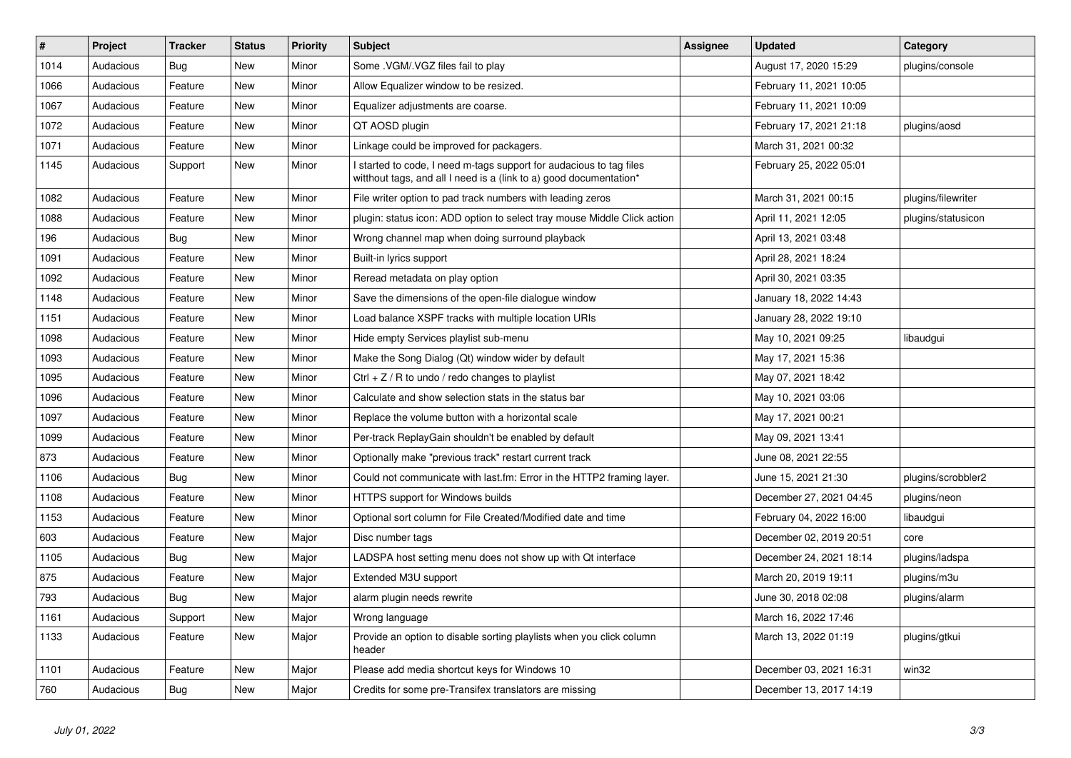| # | Project | Tracker | Status | Priority | Subject | Assignee | Updated | Category |
|---|---|---|---|---|---|---|---|---|
| 1014 | Audacious | Bug | New | Minor | Some .VGM/.VGZ files fail to play | | August 17, 2020 15:29 | plugins/console |
| 1066 | Audacious | Feature | New | Minor | Allow Equalizer window to be resized. | | February 11, 2021 10:05 | |
| 1067 | Audacious | Feature | New | Minor | Equalizer adjustments are coarse. | | February 11, 2021 10:09 | |
| 1072 | Audacious | Feature | New | Minor | QT AOSD plugin | | February 17, 2021 21:18 | plugins/aosd |
| 1071 | Audacious | Feature | New | Minor | Linkage could be improved for packagers. | | March 31, 2021 00:32 | |
| 1145 | Audacious | Support | New | Minor | I started to code, I need m-tags support for audacious to tag files witthout tags, and all I need is a (link to a) good documentation* | | February 25, 2022 05:01 | |
| 1082 | Audacious | Feature | New | Minor | File writer option to pad track numbers with leading zeros | | March 31, 2021 00:15 | plugins/filewriter |
| 1088 | Audacious | Feature | New | Minor | plugin: status icon: ADD option to select tray mouse Middle Click action | | April 11, 2021 12:05 | plugins/statusicon |
| 196 | Audacious | Bug | New | Minor | Wrong channel map when doing surround playback | | April 13, 2021 03:48 | |
| 1091 | Audacious | Feature | New | Minor | Built-in lyrics support | | April 28, 2021 18:24 | |
| 1092 | Audacious | Feature | New | Minor | Reread metadata on play option | | April 30, 2021 03:35 | |
| 1148 | Audacious | Feature | New | Minor | Save the dimensions of the open-file dialogue window | | January 18, 2022 14:43 | |
| 1151 | Audacious | Feature | New | Minor | Load balance XSPF tracks with multiple location URIs | | January 28, 2022 19:10 | |
| 1098 | Audacious | Feature | New | Minor | Hide empty Services playlist sub-menu | | May 10, 2021 09:25 | libaudgui |
| 1093 | Audacious | Feature | New | Minor | Make the Song Dialog (Qt) window wider by default | | May 17, 2021 15:36 | |
| 1095 | Audacious | Feature | New | Minor | Ctrl + Z / R to undo / redo changes to playlist | | May 07, 2021 18:42 | |
| 1096 | Audacious | Feature | New | Minor | Calculate and show selection stats in the status bar | | May 10, 2021 03:06 | |
| 1097 | Audacious | Feature | New | Minor | Replace the volume button with a horizontal scale | | May 17, 2021 00:21 | |
| 1099 | Audacious | Feature | New | Minor | Per-track ReplayGain shouldn't be enabled by default | | May 09, 2021 13:41 | |
| 873 | Audacious | Feature | New | Minor | Optionally make "previous track" restart current track | | June 08, 2021 22:55 | |
| 1106 | Audacious | Bug | New | Minor | Could not communicate with last.fm: Error in the HTTP2 framing layer. | | June 15, 2021 21:30 | plugins/scrobbler2 |
| 1108 | Audacious | Feature | New | Minor | HTTPS support for Windows builds | | December 27, 2021 04:45 | plugins/neon |
| 1153 | Audacious | Feature | New | Minor | Optional sort column for File Created/Modified date and time | | February 04, 2022 16:00 | libaudgui |
| 603 | Audacious | Feature | New | Major | Disc number tags | | December 02, 2019 20:51 | core |
| 1105 | Audacious | Bug | New | Major | LADSPA host setting menu does not show up with Qt interface | | December 24, 2021 18:14 | plugins/ladspa |
| 875 | Audacious | Feature | New | Major | Extended M3U support | | March 20, 2019 19:11 | plugins/m3u |
| 793 | Audacious | Bug | New | Major | alarm plugin needs rewrite | | June 30, 2018 02:08 | plugins/alarm |
| 1161 | Audacious | Support | New | Major | Wrong language | | March 16, 2022 17:46 | |
| 1133 | Audacious | Feature | New | Major | Provide an option to disable sorting playlists when you click column header | | March 13, 2022 01:19 | plugins/gtkui |
| 1101 | Audacious | Feature | New | Major | Please add media shortcut keys for Windows 10 | | December 03, 2021 16:31 | win32 |
| 760 | Audacious | Bug | New | Major | Credits for some pre-Transifex translators are missing | | December 13, 2017 14:19 | |

*July 01, 2022*